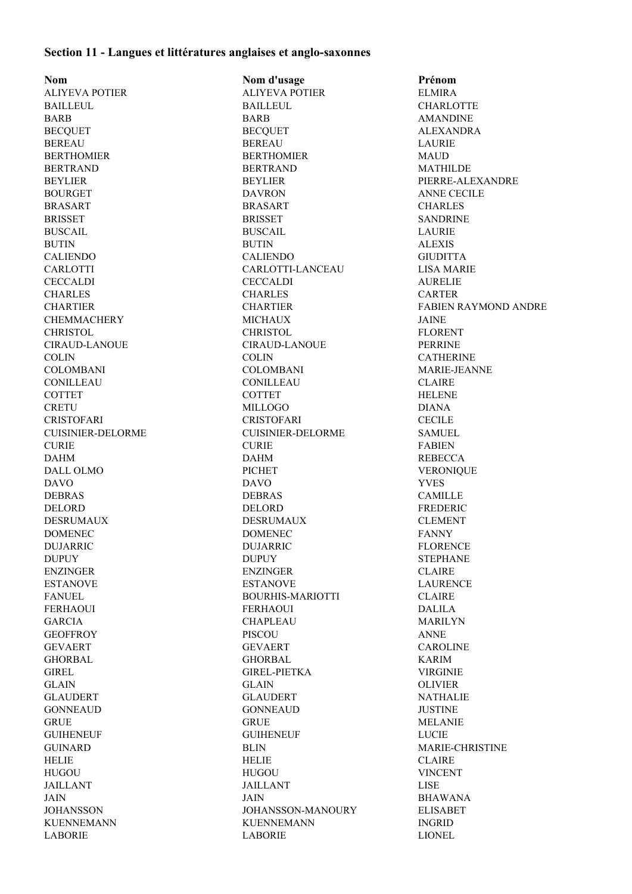## Section 11 - Langues et littératures anglaises et anglo-saxonnes

| Nom | Nom d'usage | Prénom |
|---|---|---|
| ALIYEVA POTIER | ALIYEVA POTIER | ELMIRA |
| BAILLEUL | BAILLEUL | CHARLOTTE |
| BARB | BARB | AMANDINE |
| BECQUET | BECQUET | ALEXANDRA |
| BEREAU | BEREAU | LAURIE |
| BERTHOMIER | BERTHOMIER | MAUD |
| BERTRAND | BERTRAND | MATHILDE |
| BEYLIER | BEYLIER | PIERRE-ALEXANDRE |
| BOURGET | DAVRON | ANNE CECILE |
| BRASART | BRASART | CHARLES |
| BRISSET | BRISSET | SANDRINE |
| BUSCAIL | BUSCAIL | LAURIE |
| BUTIN | BUTIN | ALEXIS |
| CALIENDO | CALIENDO | GIUDITTA |
| CARLOTTI | CARLOTTI-LANCEAU | LISA MARIE |
| CECCALDI | CECCALDI | AURELIE |
| CHARLES | CHARLES | CARTER |
| CHARTIER | CHARTIER | FABIEN RAYMOND ANDRE |
| CHEMMACHERY | MICHAUX | JAINE |
| CHRISTOL | CHRISTOL | FLORENT |
| CIRAUD-LANOUE | CIRAUD-LANOUE | PERRINE |
| COLIN | COLIN | CATHERINE |
| COLOMBANI | COLOMBANI | MARIE-JEANNE |
| CONILLEAU | CONILLEAU | CLAIRE |
| COTTET | COTTET | HELENE |
| CRETU | MILLOGO | DIANA |
| CRISTOFARI | CRISTOFARI | CECILE |
| CUISINIER-DELORME | CUISINIER-DELORME | SAMUEL |
| CURIE | CURIE | FABIEN |
| DAHM | DAHM | REBECCA |
| DALL OLMO | PICHET | VERONIQUE |
| DAVO | DAVO | YVES |
| DEBRAS | DEBRAS | CAMILLE |
| DELORD | DELORD | FREDERIC |
| DESRUMAUX | DESRUMAUX | CLEMENT |
| DOMENEC | DOMENEC | FANNY |
| DUJARRIC | DUJARRIC | FLORENCE |
| DUPUY | DUPUY | STEPHANE |
| ENZINGER | ENZINGER | CLAIRE |
| ESTANOVE | ESTANOVE | LAURENCE |
| FANUEL | BOURHIS-MARIOTTI | CLAIRE |
| FERHAOUI | FERHAOUI | DALILA |
| GARCIA | CHAPLEAU | MARILYN |
| GEOFFROY | PISCOU | ANNE |
| GEVAERT | GEVAERT | CAROLINE |
| GHORBAL | GHORBAL | KARIM |
| GIREL | GIREL-PIETKA | VIRGINIE |
| GLAIN | GLAIN | OLIVIER |
| GLAUDERT | GLAUDERT | NATHALIE |
| GONNEAUD | GONNEAUD | JUSTINE |
| GRUE | GRUE | MELANIE |
| GUIHENEUF | GUIHENEUF | LUCIE |
| GUINARD | BLIN | MARIE-CHRISTINE |
| HELIE | HELIE | CLAIRE |
| HUGOU | HUGOU | VINCENT |
| JAILLANT | JAILLANT | LISE |
| JAIN | JAIN | BHAWANA |
| JOHANSSON | JOHANSSON-MANOURY | ELISABET |
| KUENNEMANN | KUENNEMANN | INGRID |
| LABORIE | LABORIE | LIONEL |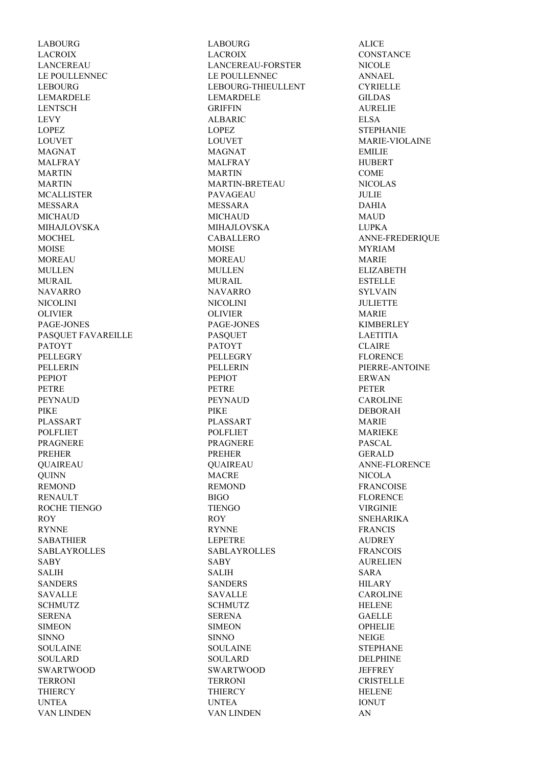| | | |
|---|---|---|
| LABOURG | LABOURG | ALICE |
| LACROIX | LACROIX | CONSTANCE |
| LANCEREAU | LANCEREAU-FORSTER | NICOLE |
| LE POULLENNEC | LE POULLENNEC | ANNAEL |
| LEBOURG | LEBOURG-THIEULLENT | CYRIELLE |
| LEMARDELE | LEMARDELE | GILDAS |
| LENTSCH | GRIFFIN | AURELIE |
| LEVY | ALBARIC | ELSA |
| LOPEZ | LOPEZ | STEPHANIE |
| LOUVET | LOUVET | MARIE-VIOLAINE |
| MAGNAT | MAGNAT | EMILIE |
| MALFRAY | MALFRAY | HUBERT |
| MARTIN | MARTIN | COME |
| MARTIN | MARTIN-BRETEAU | NICOLAS |
| MCALLISTER | PAVAGEAU | JULIE |
| MESSARA | MESSARA | DAHIA |
| MICHAUD | MICHAUD | MAUD |
| MIHAJLOVSKA | MIHAJLOVSKA | LUPKA |
| MOCHEL | CABALLERO | ANNE-FREDERIQUE |
| MOISE | MOISE | MYRIAM |
| MOREAU | MOREAU | MARIE |
| MULLEN | MULLEN | ELIZABETH |
| MURAIL | MURAIL | ESTELLE |
| NAVARRO | NAVARRO | SYLVAIN |
| NICOLINI | NICOLINI | JULIETTE |
| OLIVIER | OLIVIER | MARIE |
| PAGE-JONES | PAGE-JONES | KIMBERLEY |
| PASQUET FAVAREILLE | PASQUET | LAETITIA |
| PATOYT | PATOYT | CLAIRE |
| PELLEGRY | PELLEGRY | FLORENCE |
| PELLERIN | PELLERIN | PIERRE-ANTOINE |
| PEPIOT | PEPIOT | ERWAN |
| PETRE | PETRE | PETER |
| PEYNAUD | PEYNAUD | CAROLINE |
| PIKE | PIKE | DEBORAH |
| PLASSART | PLASSART | MARIE |
| POLFLIET | POLFLIET | MARIEKE |
| PRAGNERE | PRAGNERE | PASCAL |
| PREHER | PREHER | GERALD |
| QUAIREAU | QUAIREAU | ANNE-FLORENCE |
| QUINN | MACRE | NICOLA |
| REMOND | REMOND | FRANCOISE |
| RENAULT | BIGO | FLORENCE |
| ROCHE TIENGO | TIENGO | VIRGINIE |
| ROY | ROY | SNEHARIKA |
| RYNNE | RYNNE | FRANCIS |
| SABATHIER | LEPETRE | AUDREY |
| SABLAYROLLES | SABLAYROLLES | FRANCOIS |
| SABY | SABY | AURELIEN |
| SALIH | SALIH | SARA |
| SANDERS | SANDERS | HILARY |
| SAVALLE | SAVALLE | CAROLINE |
| SCHMUTZ | SCHMUTZ | HELENE |
| SERENA | SERENA | GAELLE |
| SIMEON | SIMEON | OPHELIE |
| SINNO | SINNO | NEIGE |
| SOULAINE | SOULAINE | STEPHANE |
| SOULARD | SOULARD | DELPHINE |
| SWARTWOOD | SWARTWOOD | JEFFREY |
| TERRONI | TERRONI | CRISTELLE |
| THIERCY | THIERCY | HELENE |
| UNTEA | UNTEA | IONUT |
| VAN LINDEN | VAN LINDEN | AN |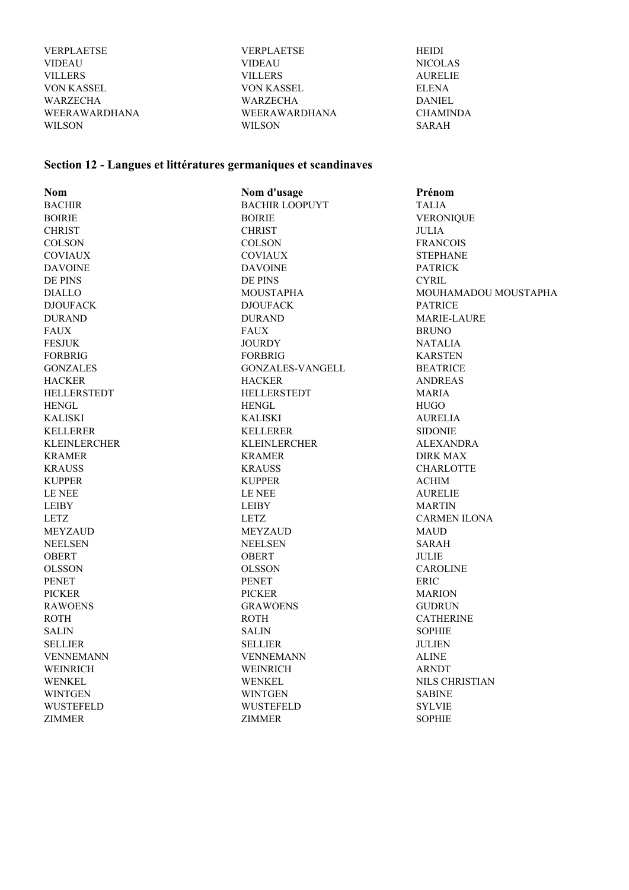| | | |
|---|---|---|
| VERPLAETSE | VERPLAETSE | HEIDI |
| VIDEAU | VIDEAU | NICOLAS |
| VILLERS | VILLERS | AURELIE |
| VON KASSEL | VON KASSEL | ELENA |
| WARZECHA | WARZECHA | DANIEL |
| WEERAWARDHANA | WEERAWARDHANA | CHAMINDA |
| WILSON | WILSON | SARAH |

## Section 12 - Langues et littératures germaniques et scandinaves

| Nom | Nom d'usage | Prénom |
|---|---|---|
| BACHIR | BACHIR LOOPUYT | TALIA |
| BOIRIE | BOIRIE | VERONIQUE |
| CHRIST | CHRIST | JULIA |
| COLSON | COLSON | FRANCOIS |
| COVIAUX | COVIAUX | STEPHANE |
| DAVOINE | DAVOINE | PATRICK |
| DE PINS | DE PINS | CYRIL |
| DIALLO | MOUSTAPHA | MOUHAMADOU MOUSTAPHA |
| DJOUFACK | DJOUFACK | PATRICE |
| DURAND | DURAND | MARIE-LAURE |
| FAUX | FAUX | BRUNO |
| FESJUK | JOURDY | NATALIA |
| FORBRIG | FORBRIG | KARSTEN |
| GONZALES | GONZALES-VANGELL | BEATRICE |
| HACKER | HACKER | ANDREAS |
| HELLERSTEDT | HELLERSTEDT | MARIA |
| HENGL | HENGL | HUGO |
| KALISKI | KALISKI | AURELIA |
| KELLERER | KELLERER | SIDONIE |
| KLEINLERCHER | KLEINLERCHER | ALEXANDRA |
| KRAMER | KRAMER | DIRK MAX |
| KRAUSS | KRAUSS | CHARLOTTE |
| KUPPER | KUPPER | ACHIM |
| LE NEE | LE NEE | AURELIE |
| LEIBY | LEIBY | MARTIN |
| LETZ | LETZ | CARMEN ILONA |
| MEYZAUD | MEYZAUD | MAUD |
| NEELSEN | NEELSEN | SARAH |
| OBERT | OBERT | JULIE |
| OLSSON | OLSSON | CAROLINE |
| PENET | PENET | ERIC |
| PICKER | PICKER | MARION |
| RAWOENS | GRAWOENS | GUDRUN |
| ROTH | ROTH | CATHERINE |
| SALIN | SALIN | SOPHIE |
| SELLIER | SELLIER | JULIEN |
| VENNEMANN | VENNEMANN | ALINE |
| WEINRICH | WEINRICH | ARNDT |
| WENKEL | WENKEL | NILS CHRISTIAN |
| WINTGEN | WINTGEN | SABINE |
| WUSTEFELD | WUSTEFELD | SYLVIE |
| ZIMMER | ZIMMER | SOPHIE |